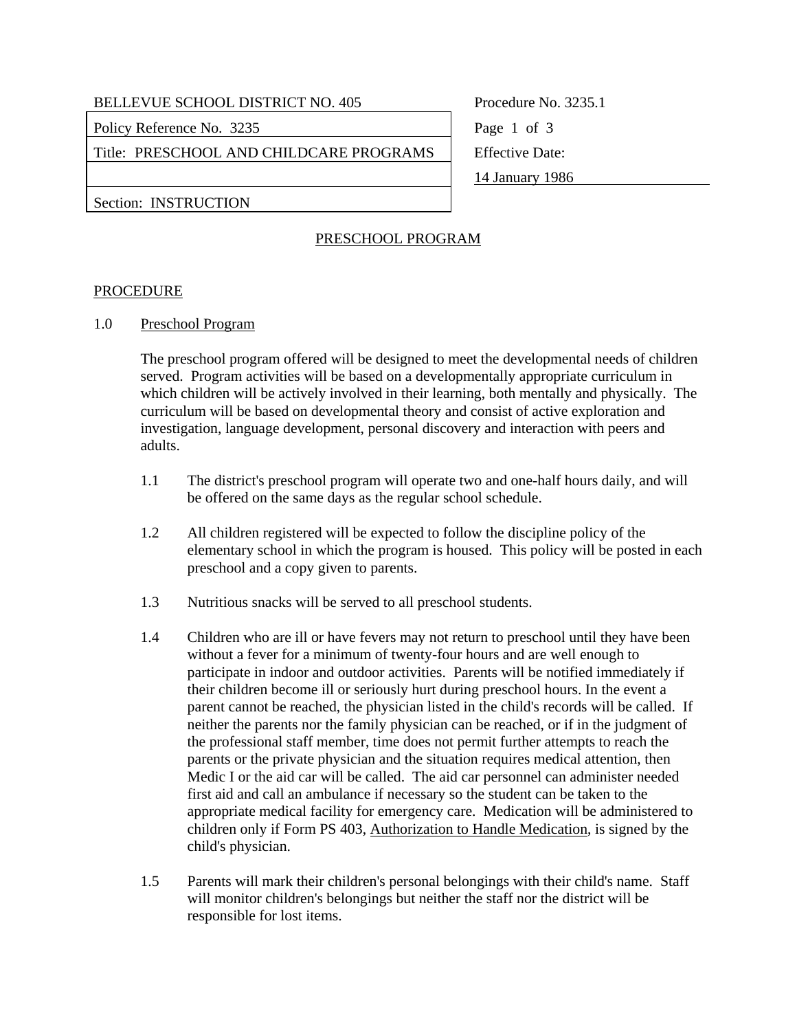| BELLEVUE SCHOOL DISTRICT NO. 405 | Procedure No. 3235.1 |
| --- | --- |
| Policy Reference No. 3235 | |
| Title: PRESCHOOL AND CHILDCARE PROGRAMS | Effective Date: |
| | 14 January 1986 |
| Section: INSTRUCTION | |

## PRESCHOOL PROGRAM

### PROCEDURE

1.0 Preschool Program

The preschool program offered will be designed to meet the developmental needs of children served. Program activities will be based on a developmentally appropriate curriculum in which children will be actively involved in their learning, both mentally and physically. The curriculum will be based on developmental theory and consist of active exploration and investigation, language development, personal discovery and interaction with peers and adults.

1.1 The district's preschool program will operate two and one-half hours daily, and will be offered on the same days as the regular school schedule.

1.2 All children registered will be expected to follow the discipline policy of the elementary school in which the program is housed. This policy will be posted in each preschool and a copy given to parents.

1.3 Nutritious snacks will be served to all preschool students.

1.4 Children who are ill or have fevers may not return to preschool until they have been without a fever for a minimum of twenty-four hours and are well enough to participate in indoor and outdoor activities. Parents will be notified immediately if their children become ill or seriously hurt during preschool hours. In the event a parent cannot be reached, the physician listed in the child's records will be called. If neither the parents nor the family physician can be reached, or if in the judgment of the professional staff member, time does not permit further attempts to reach the parents or the private physician and the situation requires medical attention, then Medic I or the aid car will be called. The aid car personnel can administer needed first aid and call an ambulance if necessary so the student can be taken to the appropriate medical facility for emergency care. Medication will be administered to children only if Form PS 403, Authorization to Handle Medication, is signed by the child's physician.

1.5 Parents will mark their children's personal belongings with their child's name. Staff will monitor children's belongings but neither the staff nor the district will be responsible for lost items.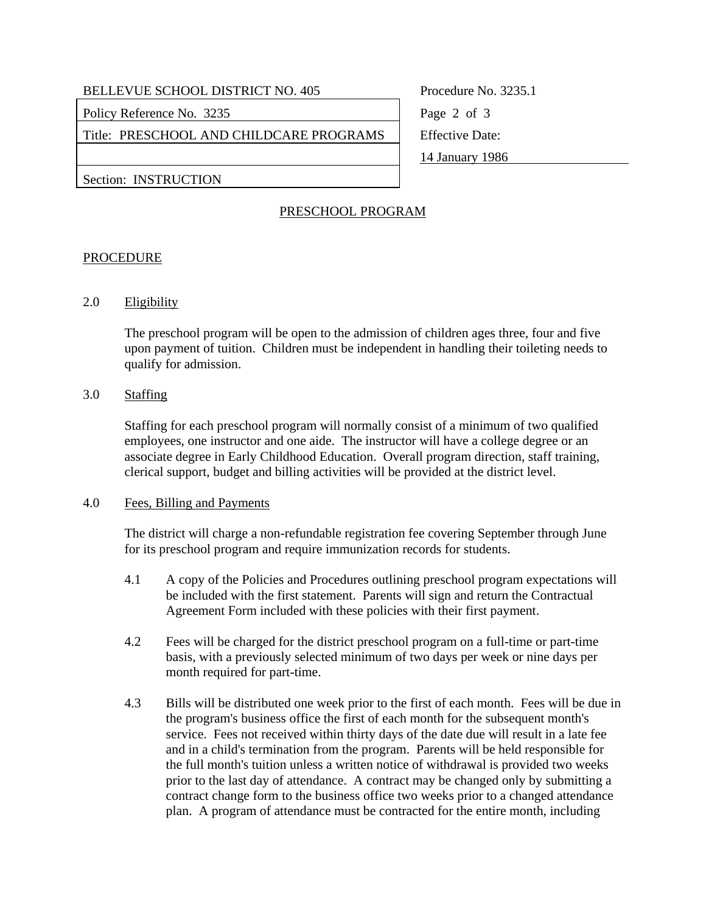## PRESCHOOL PROGRAM

### PROCEDURE

2.0 Eligibility

The preschool program will be open to the admission of children ages three, four and five upon payment of tuition. Children must be independent in handling their toileting needs to qualify for admission.

3.0 Staffing

Staffing for each preschool program will normally consist of a minimum of two qualified employees, one instructor and one aide. The instructor will have a college degree or an associate degree in Early Childhood Education. Overall program direction, staff training, clerical support, budget and billing activities will be provided at the district level.

4.0 Fees, Billing and Payments

The district will charge a non-refundable registration fee covering September through June for its preschool program and require immunization records for students.

4.1 A copy of the Policies and Procedures outlining preschool program expectations will be included with the first statement. Parents will sign and return the Contractual Agreement Form included with these policies with their first payment.

4.2 Fees will be charged for the district preschool program on a full-time or part-time basis, with a previously selected minimum of two days per week or nine days per month required for part-time.

4.3 Bills will be distributed one week prior to the first of each month. Fees will be due in the program's business office the first of each month for the subsequent month's service. Fees not received within thirty days of the date due will result in a late fee and in a child's termination from the program. Parents will be held responsible for the full month's tuition unless a written notice of withdrawal is provided two weeks prior to the last day of attendance. A contract may be changed only by submitting a contract change form to the business office two weeks prior to a changed attendance plan. A program of attendance must be contracted for the entire month, including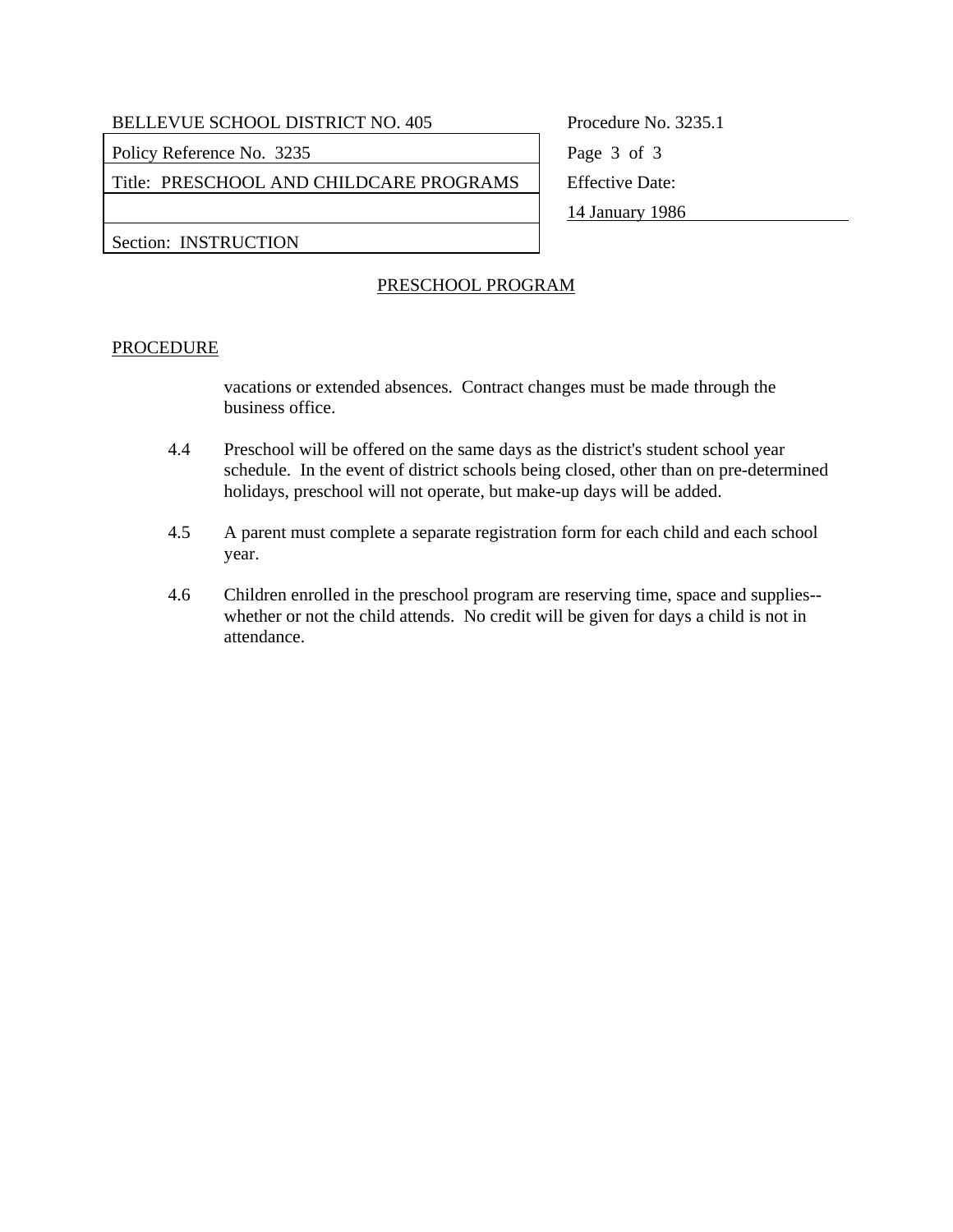## PRESCHOOL PROGRAM

### PROCEDURE

vacations or extended absences. Contract changes must be made through the business office.

4.4 Preschool will be offered on the same days as the district's student school year schedule. In the event of district schools being closed, other than on pre-determined holidays, preschool will not operate, but make-up days will be added.

4.5 A parent must complete a separate registration form for each child and each school year.

4.6 Children enrolled in the preschool program are reserving time, space and supplies--whether or not the child attends. No credit will be given for days a child is not in attendance.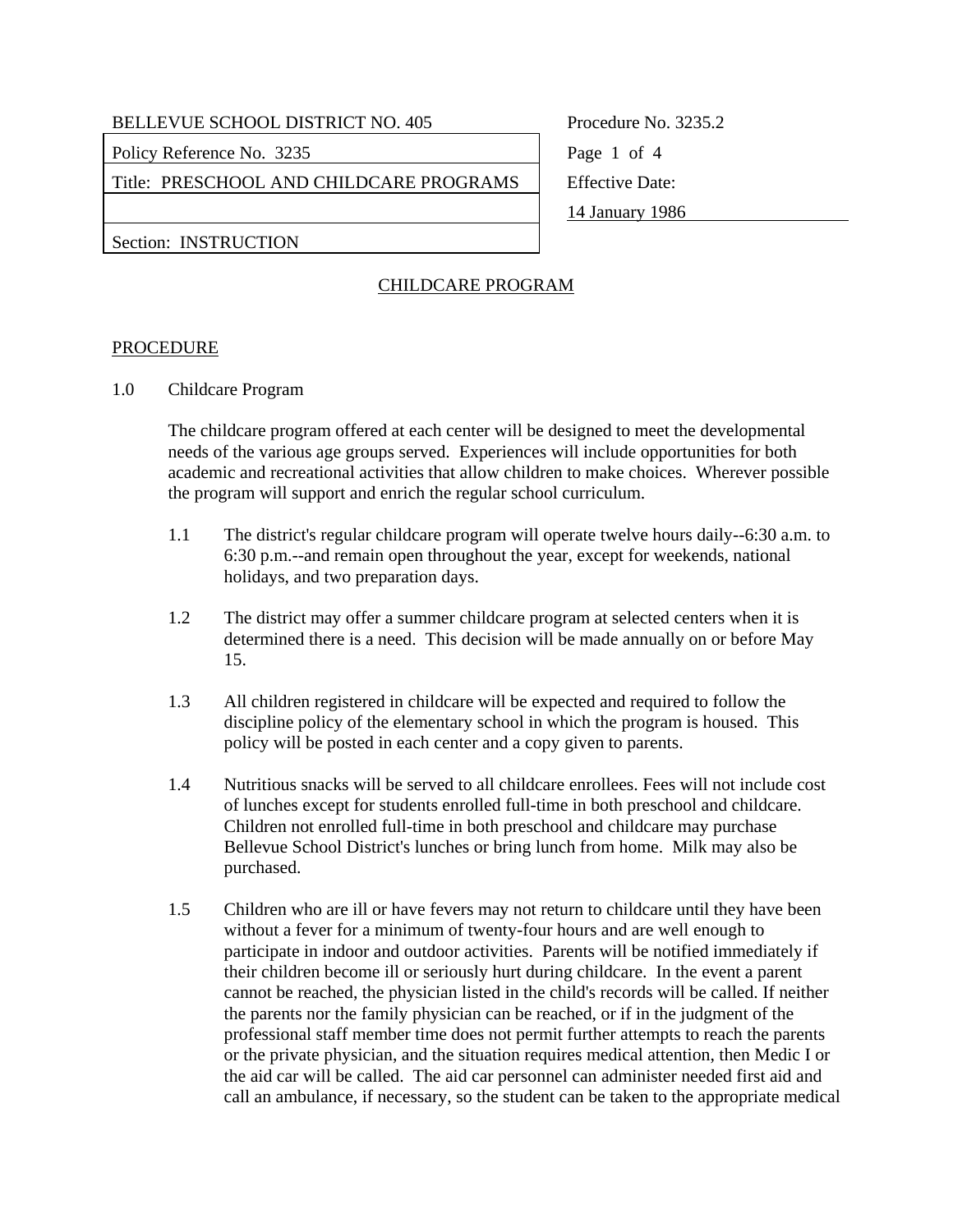| BELLEVUE SCHOOL DISTRICT NO. 405 | Procedure No. 3235.2 |
| --- | --- |
| Policy Reference No. 3235 | |
| Title: PRESCHOOL AND CHILDCARE PROGRAMS | Effective Date: |
| | 14 January 1986 |
| Section: INSTRUCTION | |

## CHILDCARE PROGRAM

### PROCEDURE

1.0 Childcare Program

The childcare program offered at each center will be designed to meet the developmental needs of the various age groups served. Experiences will include opportunities for both academic and recreational activities that allow children to make choices. Wherever possible the program will support and enrich the regular school curriculum.

1.1 The district's regular childcare program will operate twelve hours daily--6:30 a.m. to 6:30 p.m.--and remain open throughout the year, except for weekends, national holidays, and two preparation days.

1.2 The district may offer a summer childcare program at selected centers when it is determined there is a need. This decision will be made annually on or before May 15.

1.3 All children registered in childcare will be expected and required to follow the discipline policy of the elementary school in which the program is housed. This policy will be posted in each center and a copy given to parents.

1.4 Nutritious snacks will be served to all childcare enrollees. Fees will not include cost of lunches except for students enrolled full-time in both preschool and childcare. Children not enrolled full-time in both preschool and childcare may purchase Bellevue School District's lunches or bring lunch from home. Milk may also be purchased.

1.5 Children who are ill or have fevers may not return to childcare until they have been without a fever for a minimum of twenty-four hours and are well enough to participate in indoor and outdoor activities. Parents will be notified immediately if their children become ill or seriously hurt during childcare. In the event a parent cannot be reached, the physician listed in the child's records will be called. If neither the parents nor the family physician can be reached, or if in the judgment of the professional staff member time does not permit further attempts to reach the parents or the private physician, and the situation requires medical attention, then Medic I or the aid car will be called. The aid car personnel can administer needed first aid and call an ambulance, if necessary, so the student can be taken to the appropriate medical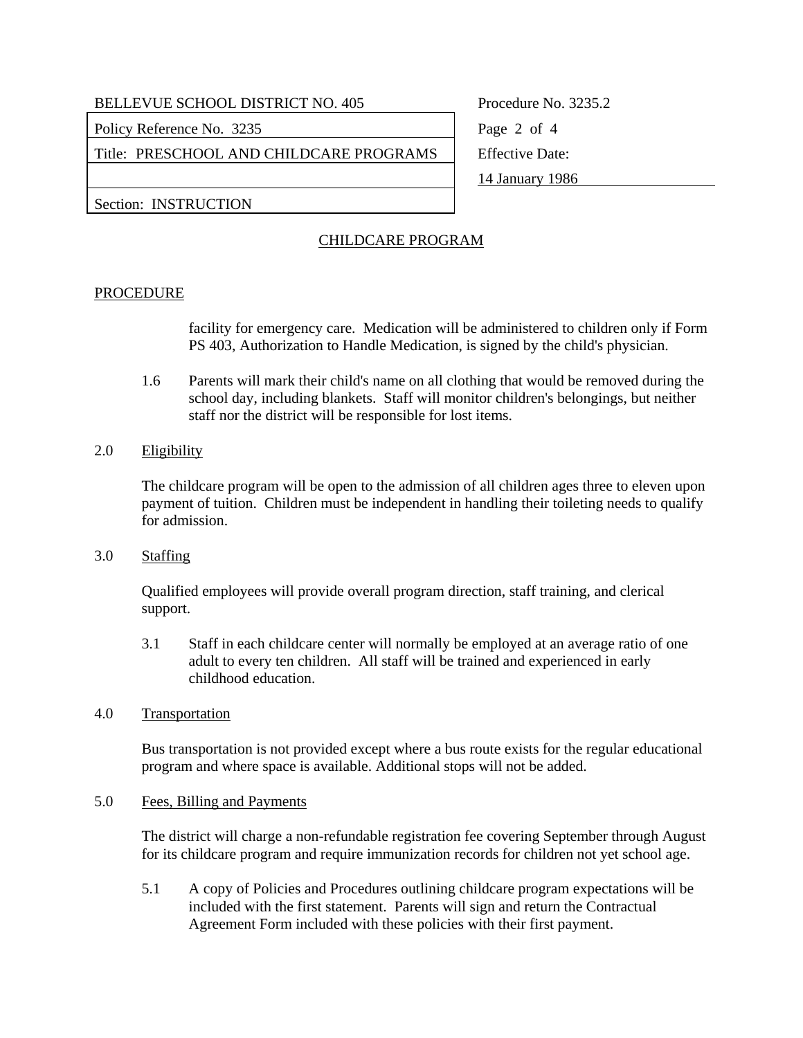## CHILDCARE PROGRAM

### PROCEDURE

facility for emergency care. Medication will be administered to children only if Form PS 403, Authorization to Handle Medication, is signed by the child's physician.

1.6 Parents will mark their child's name on all clothing that would be removed during the school day, including blankets. Staff will monitor children's belongings, but neither staff nor the district will be responsible for lost items.

2.0 Eligibility

The childcare program will be open to the admission of all children ages three to eleven upon payment of tuition. Children must be independent in handling their toileting needs to qualify for admission.

3.0 Staffing

Qualified employees will provide overall program direction, staff training, and clerical support.

3.1 Staff in each childcare center will normally be employed at an average ratio of one adult to every ten children. All staff will be trained and experienced in early childhood education.

4.0 Transportation

Bus transportation is not provided except where a bus route exists for the regular educational program and where space is available. Additional stops will not be added.

5.0 Fees, Billing and Payments

The district will charge a non-refundable registration fee covering September through August for its childcare program and require immunization records for children not yet school age.

5.1 A copy of Policies and Procedures outlining childcare program expectations will be included with the first statement. Parents will sign and return the Contractual Agreement Form included with these policies with their first payment.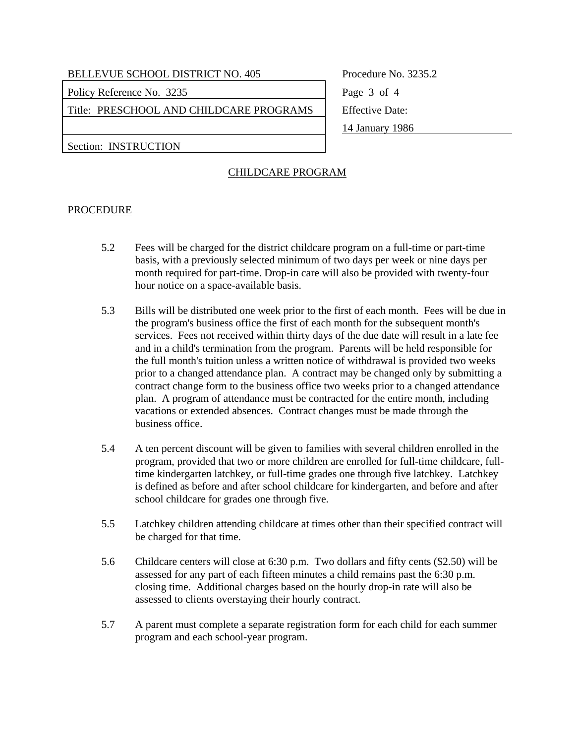## CHILDCARE PROGRAM

### PROCEDURE

5.2 Fees will be charged for the district childcare program on a full-time or part-time basis, with a previously selected minimum of two days per week or nine days per month required for part-time. Drop-in care will also be provided with twenty-four hour notice on a space-available basis.

5.3 Bills will be distributed one week prior to the first of each month. Fees will be due in the program's business office the first of each month for the subsequent month's services. Fees not received within thirty days of the due date will result in a late fee and in a child's termination from the program. Parents will be held responsible for the full month's tuition unless a written notice of withdrawal is provided two weeks prior to a changed attendance plan. A contract may be changed only by submitting a contract change form to the business office two weeks prior to a changed attendance plan. A program of attendance must be contracted for the entire month, including vacations or extended absences. Contract changes must be made through the business office.

5.4 A ten percent discount will be given to families with several children enrolled in the program, provided that two or more children are enrolled for full-time childcare, full-time kindergarten latchkey, or full-time grades one through five latchkey. Latchkey is defined as before and after school childcare for kindergarten, and before and after school childcare for grades one through five.

5.5 Latchkey children attending childcare at times other than their specified contract will be charged for that time.

5.6 Childcare centers will close at 6:30 p.m. Two dollars and fifty cents ($2.50) will be assessed for any part of each fifteen minutes a child remains past the 6:30 p.m. closing time. Additional charges based on the hourly drop-in rate will also be assessed to clients overstaying their hourly contract.

5.7 A parent must complete a separate registration form for each child for each summer program and each school-year program.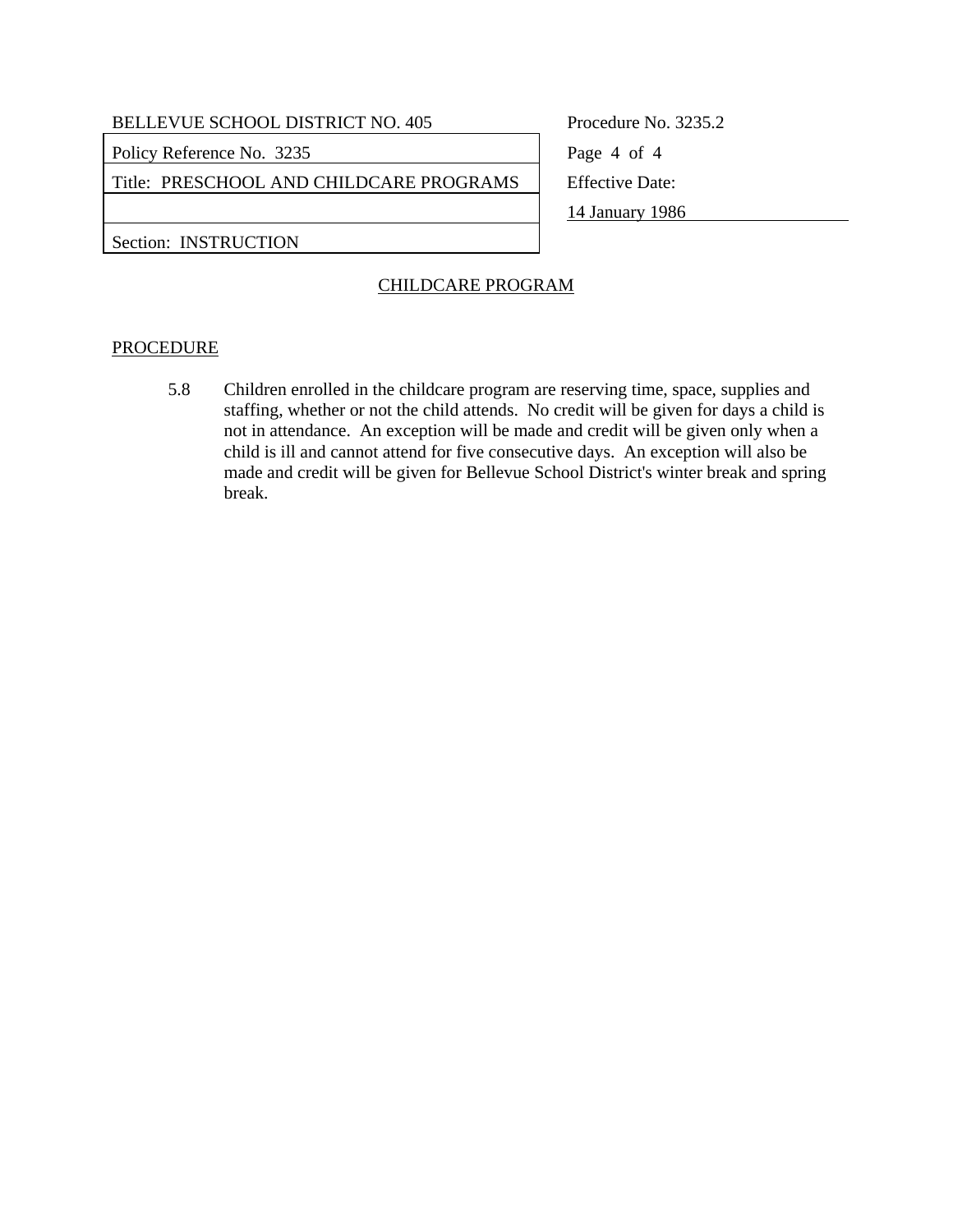| | |
|---|---|
| BELLEVUE SCHOOL DISTRICT NO. 405 | Procedure No. 3235.2 |
| Policy Reference No. 3235 | |
| Title: PRESCHOOL AND CHILDCARE PROGRAMS | Effective Date: |
| | 14 January 1986 |
| Section: INSTRUCTION | |

## CHILDCARE PROGRAM

### PROCEDURE

5.8 Children enrolled in the childcare program are reserving time, space, supplies and staffing, whether or not the child attends. No credit will be given for days a child is not in attendance. An exception will be made and credit will be given only when a child is ill and cannot attend for five consecutive days. An exception will also be made and credit will be given for Bellevue School District's winter break and spring break.